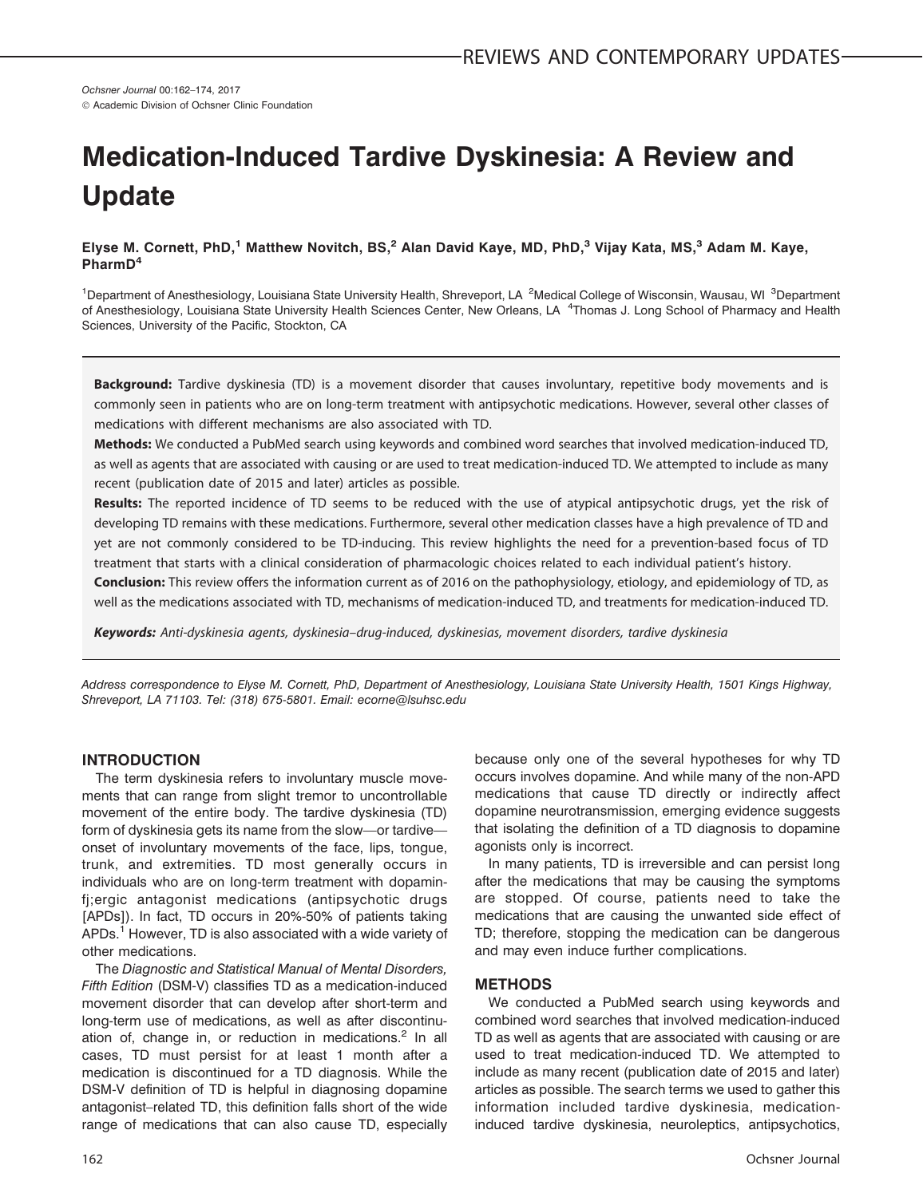# Medication-Induced Tardive Dyskinesia: A Review and Update

**Elyse M. Cornett, PhD,[1] Matthew Novitch, BS,[2] Alan David Kaye, MD, PhD,[3] Vijay Kata, MS,[3] Adam M. Kaye, PharmD[4]**

[1]Department of Anesthesiology, Louisiana State University Health, Shreveport, LA [2]Medical College of Wisconsin, Wausau, WI [3]Department of Anesthesiology, Louisiana State University Health Sciences Center, New Orleans, LA [4]Thomas J. Long School of Pharmacy and Health Sciences, University of the Pacific, Stockton, CA

**Background:** Tardive dyskinesia (TD) is a movement disorder that causes involuntary, repetitive body movements and is commonly seen in patients who are on long-term treatment with antipsychotic medications. However, several other classes of medications with different mechanisms are also associated with TD.

**Methods:** We conducted a PubMed search using keywords and combined word searches that involved medication-induced TD, as well as agents that are associated with causing or are used to treat medication-induced TD. We attempted to include as many recent (publication date of 2015 and later) articles as possible.

**Results:** The reported incidence of TD seems to be reduced with the use of atypical antipsychotic drugs, yet the risk of developing TD remains with these medications. Furthermore, several other medication classes have a high prevalence of TD and yet are not commonly considered to be TD-inducing. This review highlights the need for a prevention-based focus of TD treatment that starts with a clinical consideration of pharmacologic choices related to each individual patient's history.

**Conclusion:** This review offers the information current as of 2016 on the pathophysiology, etiology, and epidemiology of TD, as well as the medications associated with TD, mechanisms of medication-induced TD, and treatments for medication-induced TD.

***Keywords:*** *Anti-dyskinesia agents, dyskinesia–drug-induced, dyskinesias, movement disorders, tardive dyskinesia*

*Address correspondence to Elyse M. Cornett, PhD, Department of Anesthesiology, Louisiana State University Health, 1501 Kings Highway, Shreveport, LA 71103. Tel: (318) 675-5801. Email: ecorne@lsuhsc.edu*

## INTRODUCTION

The term dyskinesia refers to involuntary muscle movements that can range from slight tremor to uncontrollable movement of the entire body. The tardive dyskinesia (TD) form of dyskinesia gets its name from the slow—or tardive—onset of involuntary movements of the face, lips, tongue, trunk, and extremities. TD most generally occurs in individuals who are on long-term treatment with dopaminfj;ergic antagonist medications (antipsychotic drugs [APDs]). In fact, TD occurs in 20%-50% of patients taking APDs.[1] However, TD is also associated with a wide variety of other medications.

The *Diagnostic and Statistical Manual of Mental Disorders, Fifth Edition* (DSM-V) classifies TD as a medication-induced movement disorder that can develop after short-term and long-term use of medications, as well as after discontinuation of, change in, or reduction in medications.[2] In all cases, TD must persist for at least 1 month after a medication is discontinued for a TD diagnosis. While the DSM-V definition of TD is helpful in diagnosing dopamine antagonist–related TD, this definition falls short of the wide range of medications that can also cause TD, especially because only one of the several hypotheses for why TD occurs involves dopamine. And while many of the non-APD medications that cause TD directly or indirectly affect dopamine neurotransmission, emerging evidence suggests that isolating the definition of a TD diagnosis to dopamine agonists only is incorrect.

In many patients, TD is irreversible and can persist long after the medications that may be causing the symptoms are stopped. Of course, patients need to take the medications that are causing the unwanted side effect of TD; therefore, stopping the medication can be dangerous and may even induce further complications.

## METHODS

We conducted a PubMed search using keywords and combined word searches that involved medication-induced TD as well as agents that are associated with causing or are used to treat medication-induced TD. We attempted to include as many recent (publication date of 2015 and later) articles as possible. The search terms we used to gather this information included tardive dyskinesia, medication-induced tardive dyskinesia, neuroleptics, antipsychotics,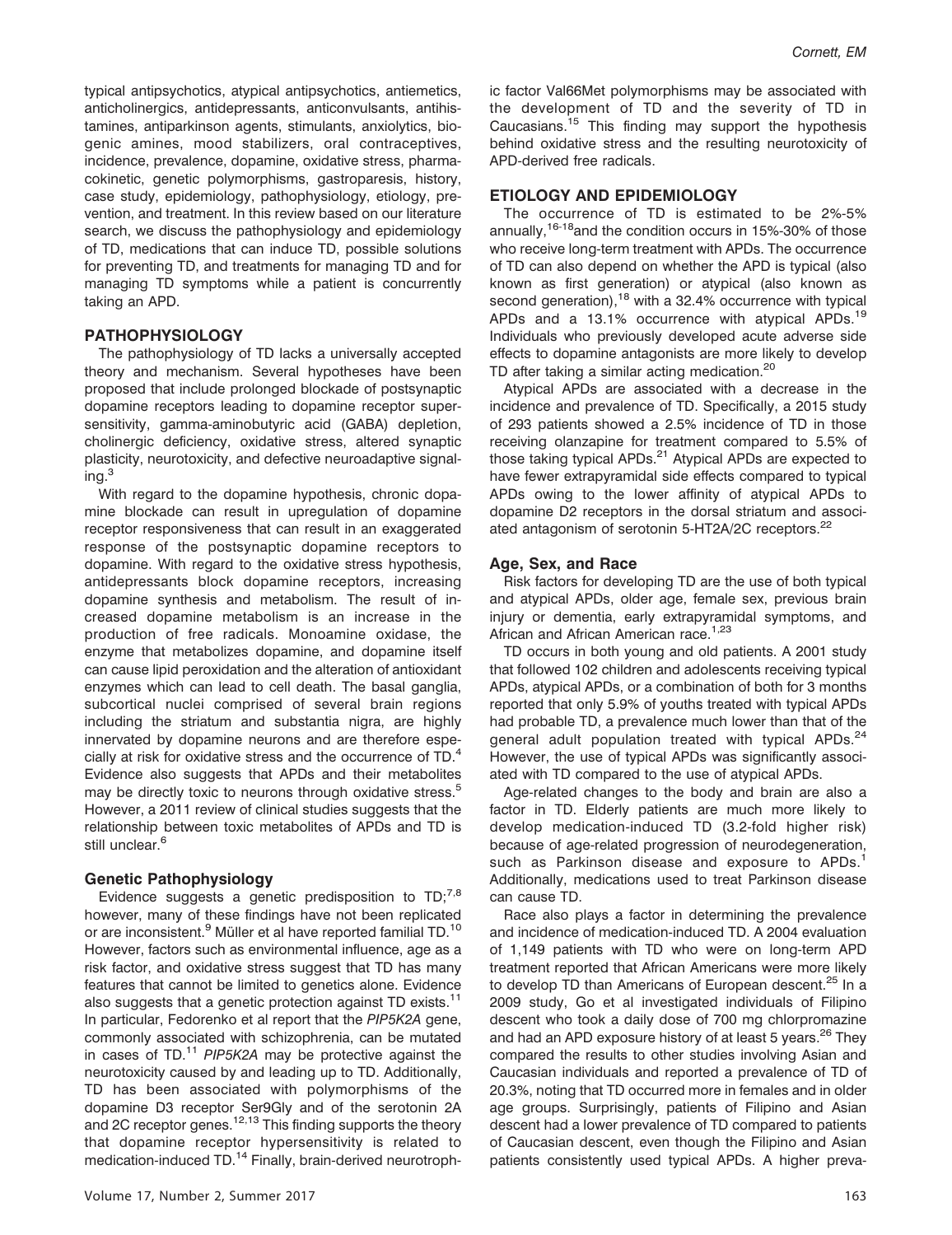typical antipsychotics, atypical antipsychotics, antiemetics, anticholinergics, antidepressants, anticonvulsants, antihistamines, antiparkinson agents, stimulants, anxiolytics, biogenic amines, mood stabilizers, oral contraceptives, incidence, prevalence, dopamine, oxidative stress, pharmacokinetic, genetic polymorphisms, gastroparesis, history, case study, epidemiology, pathophysiology, etiology, prevention, and treatment. In this review based on our literature search, we discuss the pathophysiology and epidemiology of TD, medications that can induce TD, possible solutions for preventing TD, and treatments for managing TD and for managing TD symptoms while a patient is concurrently taking an APD.

## PATHOPHYSIOLOGY

The pathophysiology of TD lacks a universally accepted theory and mechanism. Several hypotheses have been proposed that include prolonged blockade of postsynaptic dopamine receptors leading to dopamine receptor supersensitivity, gamma-aminobutyric acid (GABA) depletion, cholinergic deficiency, oxidative stress, altered synaptic plasticity, neurotoxicity, and defective neuroadaptive signaling.[3]

With regard to the dopamine hypothesis, chronic dopamine blockade can result in upregulation of dopamine receptor responsiveness that can result in an exaggerated response of the postsynaptic dopamine receptors to dopamine. With regard to the oxidative stress hypothesis, antidepressants block dopamine receptors, increasing dopamine synthesis and metabolism. The result of increased dopamine metabolism is an increase in the production of free radicals. Monoamine oxidase, the enzyme that metabolizes dopamine, and dopamine itself can cause lipid peroxidation and the alteration of antioxidant enzymes which can lead to cell death. The basal ganglia, subcortical nuclei comprised of several brain regions including the striatum and substantia nigra, are highly innervated by dopamine neurons and are therefore especially at risk for oxidative stress and the occurrence of TD.[4] Evidence also suggests that APDs and their metabolites may be directly toxic to neurons through oxidative stress.[5] However, a 2011 review of clinical studies suggests that the relationship between toxic metabolites of APDs and TD is still unclear.[6]

### Genetic Pathophysiology

Evidence suggests a genetic predisposition to TD;[7,8] however, many of these findings have not been replicated or are inconsistent.[9] Müller et al have reported familial TD.[10] However, factors such as environmental influence, age as a risk factor, and oxidative stress suggest that TD has many features that cannot be limited to genetics alone. Evidence also suggests that a genetic protection against TD exists.[11] In particular, Fedorenko et al report that the *PIP5K2A* gene, commonly associated with schizophrenia, can be mutated in cases of TD.[11] *PIP5K2A* may be protective against the neurotoxicity caused by and leading up to TD. Additionally, TD has been associated with polymorphisms of the dopamine D3 receptor Ser9Gly and of the serotonin 2A and 2C receptor genes.[12,13] This finding supports the theory that dopamine receptor hypersensitivity is related to medication-induced TD.[14] Finally, brain-derived neurotrophic factor Val66Met polymorphisms may be associated with the development of TD and the severity of TD in Caucasians.[15] This finding may support the hypothesis behind oxidative stress and the resulting neurotoxicity of APD-derived free radicals.

## ETIOLOGY AND EPIDEMIOLOGY

The occurrence of TD is estimated to be 2%-5% annually,[16-18] and the condition occurs in 15%-30% of those who receive long-term treatment with APDs. The occurrence of TD can also depend on whether the APD is typical (also known as first generation) or atypical (also known as second generation),[18] with a 32.4% occurrence with typical APDs and a 13.1% occurrence with atypical APDs.[19] Individuals who previously developed acute adverse side effects to dopamine antagonists are more likely to develop TD after taking a similar acting medication.[20]

Atypical APDs are associated with a decrease in the incidence and prevalence of TD. Specifically, a 2015 study of 293 patients showed a 2.5% incidence of TD in those receiving olanzapine for treatment compared to 5.5% of those taking typical APDs.[21] Atypical APDs are expected to have fewer extrapyramidal side effects compared to typical APDs owing to the lower affinity of atypical APDs to dopamine D2 receptors in the dorsal striatum and associated antagonism of serotonin 5-HT2A/2C receptors.[22]

### Age, Sex, and Race

Risk factors for developing TD are the use of both typical and atypical APDs, older age, female sex, previous brain injury or dementia, early extrapyramidal symptoms, and African and African American race.[1,23]

TD occurs in both young and old patients. A 2001 study that followed 102 children and adolescents receiving typical APDs, atypical APDs, or a combination of both for 3 months reported that only 5.9% of youths treated with typical APDs had probable TD, a prevalence much lower than that of the general adult population treated with typical APDs.[24] However, the use of typical APDs was significantly associated with TD compared to the use of atypical APDs.

Age-related changes to the body and brain are also a factor in TD. Elderly patients are much more likely to develop medication-induced TD (3.2-fold higher risk) because of age-related progression of neurodegeneration, such as Parkinson disease and exposure to APDs.[1] Additionally, medications used to treat Parkinson disease can cause TD.

Race also plays a factor in determining the prevalence and incidence of medication-induced TD. A 2004 evaluation of 1,149 patients with TD who were on long-term APD treatment reported that African Americans were more likely to develop TD than Americans of European descent.[25] In a 2009 study, Go et al investigated individuals of Filipino descent who took a daily dose of 700 mg chlorpromazine and had an APD exposure history of at least 5 years.[26] They compared the results to other studies involving Asian and Caucasian individuals and reported a prevalence of TD of 20.3%, noting that TD occurred more in females and in older age groups. Surprisingly, patients of Filipino and Asian descent had a lower prevalence of TD compared to patients of Caucasian descent, even though the Filipino and Asian patients consistently used typical APDs. A higher preva-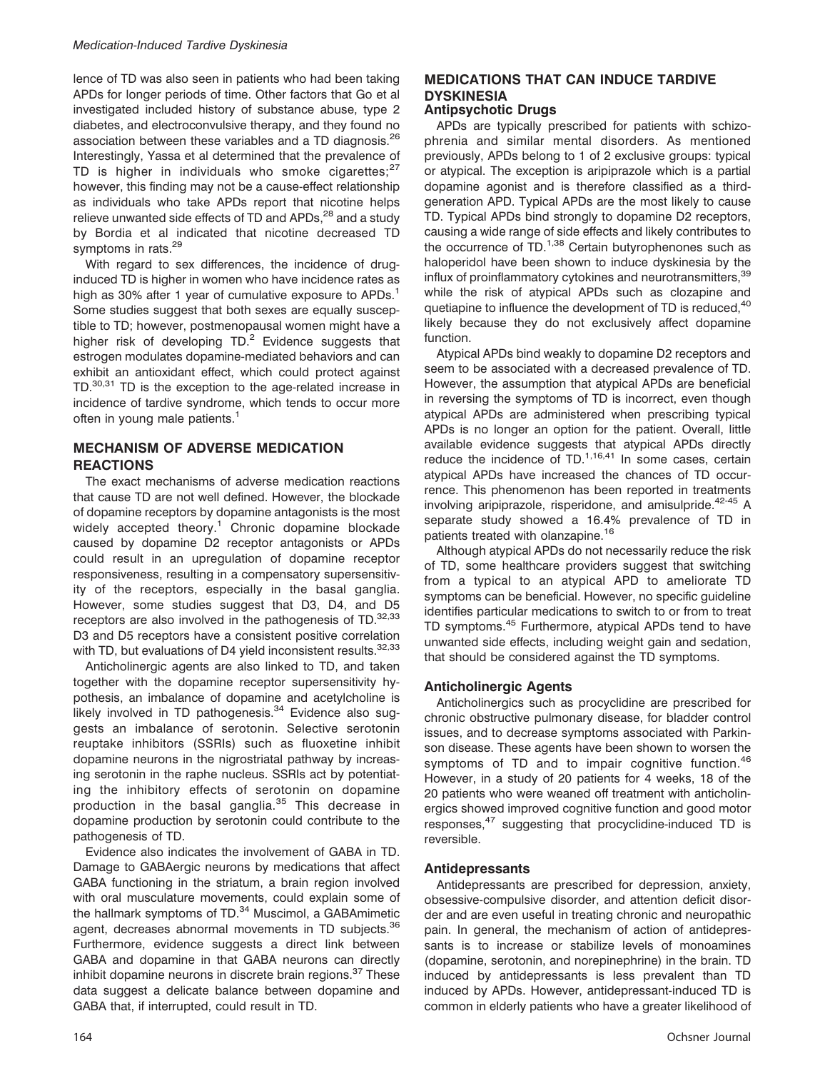lence of TD was also seen in patients who had been taking APDs for longer periods of time. Other factors that Go et al investigated included history of substance abuse, type 2 diabetes, and electroconvulsive therapy, and they found no association between these variables and a TD diagnosis.[26] Interestingly, Yassa et al determined that the prevalence of TD is higher in individuals who smoke cigarettes;[27] however, this finding may not be a cause-effect relationship as individuals who take APDs report that nicotine helps relieve unwanted side effects of TD and APDs,[28] and a study by Bordia et al indicated that nicotine decreased TD symptoms in rats.[29]

With regard to sex differences, the incidence of drug-induced TD is higher in women who have incidence rates as high as 30% after 1 year of cumulative exposure to APDs.[1] Some studies suggest that both sexes are equally susceptible to TD; however, postmenopausal women might have a higher risk of developing TD.[2] Evidence suggests that estrogen modulates dopamine-mediated behaviors and can exhibit an antioxidant effect, which could protect against TD.[30,31] TD is the exception to the age-related increase in incidence of tardive syndrome, which tends to occur more often in young male patients.[1]

## MECHANISM OF ADVERSE MEDICATION REACTIONS

The exact mechanisms of adverse medication reactions that cause TD are not well defined. However, the blockade of dopamine receptors by dopamine antagonists is the most widely accepted theory.[1] Chronic dopamine blockade caused by dopamine D2 receptor antagonists or APDs could result in an upregulation of dopamine receptor responsiveness, resulting in a compensatory supersensitivity of the receptors, especially in the basal ganglia. However, some studies suggest that D3, D4, and D5 receptors are also involved in the pathogenesis of TD.[32,33] D3 and D5 receptors have a consistent positive correlation with TD, but evaluations of D4 yield inconsistent results.[32,33]

Anticholinergic agents are also linked to TD, and taken together with the dopamine receptor supersensitivity hypothesis, an imbalance of dopamine and acetylcholine is likely involved in TD pathogenesis.[34] Evidence also suggests an imbalance of serotonin. Selective serotonin reuptake inhibitors (SSRIs) such as fluoxetine inhibit dopamine neurons in the nigrostriatal pathway by increasing serotonin in the raphe nucleus. SSRIs act by potentiating the inhibitory effects of serotonin on dopamine production in the basal ganglia.[35] This decrease in dopamine production by serotonin could contribute to the pathogenesis of TD.

Evidence also indicates the involvement of GABA in TD. Damage to GABAergic neurons by medications that affect GABA functioning in the striatum, a brain region involved with oral musculature movements, could explain some of the hallmark symptoms of TD.[34] Muscimol, a GABAmimetic agent, decreases abnormal movements in TD subjects.[36] Furthermore, evidence suggests a direct link between GABA and dopamine in that GABA neurons can directly inhibit dopamine neurons in discrete brain regions.[37] These data suggest a delicate balance between dopamine and GABA that, if interrupted, could result in TD.

## MEDICATIONS THAT CAN INDUCE TARDIVE DYSKINESIA

### Antipsychotic Drugs

APDs are typically prescribed for patients with schizophrenia and similar mental disorders. As mentioned previously, APDs belong to 1 of 2 exclusive groups: typical or atypical. The exception is aripiprazole which is a partial dopamine agonist and is therefore classified as a third-generation APD. Typical APDs are the most likely to cause TD. Typical APDs bind strongly to dopamine D2 receptors, causing a wide range of side effects and likely contributes to the occurrence of TD.[1,38] Certain butyrophenones such as haloperidol have been shown to induce dyskinesia by the influx of proinflammatory cytokines and neurotransmitters,[39] while the risk of atypical APDs such as clozapine and quetiapine to influence the development of TD is reduced,[40] likely because they do not exclusively affect dopamine function.

Atypical APDs bind weakly to dopamine D2 receptors and seem to be associated with a decreased prevalence of TD. However, the assumption that atypical APDs are beneficial in reversing the symptoms of TD is incorrect, even though atypical APDs are administered when prescribing typical APDs is no longer an option for the patient. Overall, little available evidence suggests that atypical APDs directly reduce the incidence of TD.[1,16,41] In some cases, certain atypical APDs have increased the chances of TD occurrence. This phenomenon has been reported in treatments involving aripiprazole, risperidone, and amisulpride.[42-45] A separate study showed a 16.4% prevalence of TD in patients treated with olanzapine.[16]

Although atypical APDs do not necessarily reduce the risk of TD, some healthcare providers suggest that switching from a typical to an atypical APD to ameliorate TD symptoms can be beneficial. However, no specific guideline identifies particular medications to switch to or from to treat TD symptoms.[45] Furthermore, atypical APDs tend to have unwanted side effects, including weight gain and sedation, that should be considered against the TD symptoms.

### Anticholinergic Agents

Anticholinergics such as procyclidine are prescribed for chronic obstructive pulmonary disease, for bladder control issues, and to decrease symptoms associated with Parkinson disease. These agents have been shown to worsen the symptoms of TD and to impair cognitive function.[46] However, in a study of 20 patients for 4 weeks, 18 of the 20 patients who were weaned off treatment with anticholinergics showed improved cognitive function and good motor responses,[47] suggesting that procyclidine-induced TD is reversible.

### Antidepressants

Antidepressants are prescribed for depression, anxiety, obsessive-compulsive disorder, and attention deficit disorder and are even useful in treating chronic and neuropathic pain. In general, the mechanism of action of antidepressants is to increase or stabilize levels of monoamines (dopamine, serotonin, and norepinephrine) in the brain. TD induced by antidepressants is less prevalent than TD induced by APDs. However, antidepressant-induced TD is common in elderly patients who have a greater likelihood of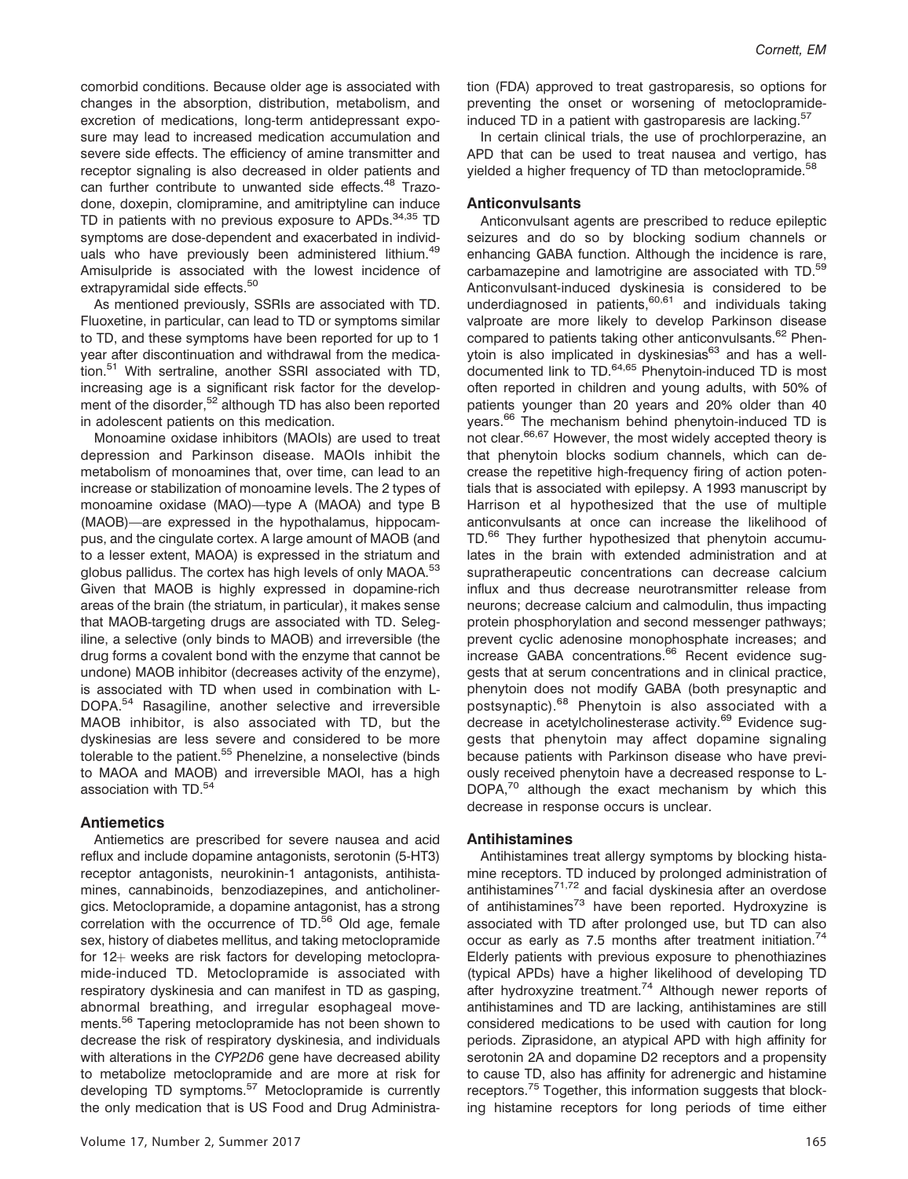comorbid conditions. Because older age is associated with changes in the absorption, distribution, metabolism, and excretion of medications, long-term antidepressant exposure may lead to increased medication accumulation and severe side effects. The efficiency of amine transmitter and receptor signaling is also decreased in older patients and can further contribute to unwanted side effects.[48] Trazodone, doxepin, clomipramine, and amitriptyline can induce TD in patients with no previous exposure to APDs.[34,35] TD symptoms are dose-dependent and exacerbated in individuals who have previously been administered lithium.[49] Amisulpride is associated with the lowest incidence of extrapyramidal side effects.[50]

As mentioned previously, SSRIs are associated with TD. Fluoxetine, in particular, can lead to TD or symptoms similar to TD, and these symptoms have been reported for up to 1 year after discontinuation and withdrawal from the medication.[51] With sertraline, another SSRI associated with TD, increasing age is a significant risk factor for the development of the disorder,[52] although TD has also been reported in adolescent patients on this medication.

Monoamine oxidase inhibitors (MAOIs) are used to treat depression and Parkinson disease. MAOIs inhibit the metabolism of monoamines that, over time, can lead to an increase or stabilization of monoamine levels. The 2 types of monoamine oxidase (MAO)—type A (MAOA) and type B (MAOB)—are expressed in the hypothalamus, hippocampus, and the cingulate cortex. A large amount of MAOB (and to a lesser extent, MAOA) is expressed in the striatum and globus pallidus. The cortex has high levels of only MAOA.[53] Given that MAOB is highly expressed in dopamine-rich areas of the brain (the striatum, in particular), it makes sense that MAOB-targeting drugs are associated with TD. Selegiline, a selective (only binds to MAOB) and irreversible (the drug forms a covalent bond with the enzyme that cannot be undone) MAOB inhibitor (decreases activity of the enzyme), is associated with TD when used in combination with L-DOPA.[54] Rasagiline, another selective and irreversible MAOB inhibitor, is also associated with TD, but the dyskinesias are less severe and considered to be more tolerable to the patient.[55] Phenelzine, a nonselective (binds to MAOA and MAOB) and irreversible MAOI, has a high association with TD.[54]

### Antiemetics

Antiemetics are prescribed for severe nausea and acid reflux and include dopamine antagonists, serotonin (5-HT3) receptor antagonists, neurokinin-1 antagonists, antihistamines, cannabinoids, benzodiazepines, and anticholinergics. Metoclopramide, a dopamine antagonist, has a strong correlation with the occurrence of TD.[56] Old age, female sex, history of diabetes mellitus, and taking metoclopramide for 12+ weeks are risk factors for developing metoclopramide-induced TD. Metoclopramide is associated with respiratory dyskinesia and can manifest in TD as gasping, abnormal breathing, and irregular esophageal movements.[56] Tapering metoclopramide has not been shown to decrease the risk of respiratory dyskinesia, and individuals with alterations in the *CYP2D6* gene have decreased ability to metabolize metoclopramide and are more at risk for developing TD symptoms.[57] Metoclopramide is currently the only medication that is US Food and Drug Administration (FDA) approved to treat gastroparesis, so options for preventing the onset or worsening of metoclopramide-induced TD in a patient with gastroparesis are lacking.[57]

In certain clinical trials, the use of prochlorperazine, an APD that can be used to treat nausea and vertigo, has yielded a higher frequency of TD than metoclopramide.[58]

### Anticonvulsants

Anticonvulsant agents are prescribed to reduce epileptic seizures and do so by blocking sodium channels or enhancing GABA function. Although the incidence is rare, carbamazepine and lamotrigine are associated with TD.[59] Anticonvulsant-induced dyskinesia is considered to be underdiagnosed in patients,[60,61] and individuals taking valproate are more likely to develop Parkinson disease compared to patients taking other anticonvulsants.[62] Phenytoin is also implicated in dyskinesias[63] and has a well-documented link to TD.[64,65] Phenytoin-induced TD is most often reported in children and young adults, with 50% of patients younger than 20 years and 20% older than 40 years.[66] The mechanism behind phenytoin-induced TD is not clear.[66,67] However, the most widely accepted theory is that phenytoin blocks sodium channels, which can decrease the repetitive high-frequency firing of action potentials that is associated with epilepsy. A 1993 manuscript by Harrison et al hypothesized that the use of multiple anticonvulsants at once can increase the likelihood of TD.[66] They further hypothesized that phenytoin accumulates in the brain with extended administration and at supratherapeutic concentrations can decrease calcium influx and thus decrease neurotransmitter release from neurons; decrease calcium and calmodulin, thus impacting protein phosphorylation and second messenger pathways; prevent cyclic adenosine monophosphate increases; and increase GABA concentrations.[66] Recent evidence suggests that at serum concentrations and in clinical practice, phenytoin does not modify GABA (both presynaptic and postsynaptic).[68] Phenytoin is also associated with a decrease in acetylcholinesterase activity.[69] Evidence suggests that phenytoin may affect dopamine signaling because patients with Parkinson disease who have previously received phenytoin have a decreased response to L-DOPA,[70] although the exact mechanism by which this decrease in response occurs is unclear.

### Antihistamines

Antihistamines treat allergy symptoms by blocking histamine receptors. TD induced by prolonged administration of antihistamines[71,72] and facial dyskinesia after an overdose of antihistamines[73] have been reported. Hydroxyzine is associated with TD after prolonged use, but TD can also occur as early as 7.5 months after treatment initiation.[74] Elderly patients with previous exposure to phenothiazines (typical APDs) have a higher likelihood of developing TD after hydroxyzine treatment.[74] Although newer reports of antihistamines and TD are lacking, antihistamines are still considered medications to be used with caution for long periods. Ziprasidone, an atypical APD with high affinity for serotonin 2A and dopamine D2 receptors and a propensity to cause TD, also has affinity for adrenergic and histamine receptors.[75] Together, this information suggests that blocking histamine receptors for long periods of time either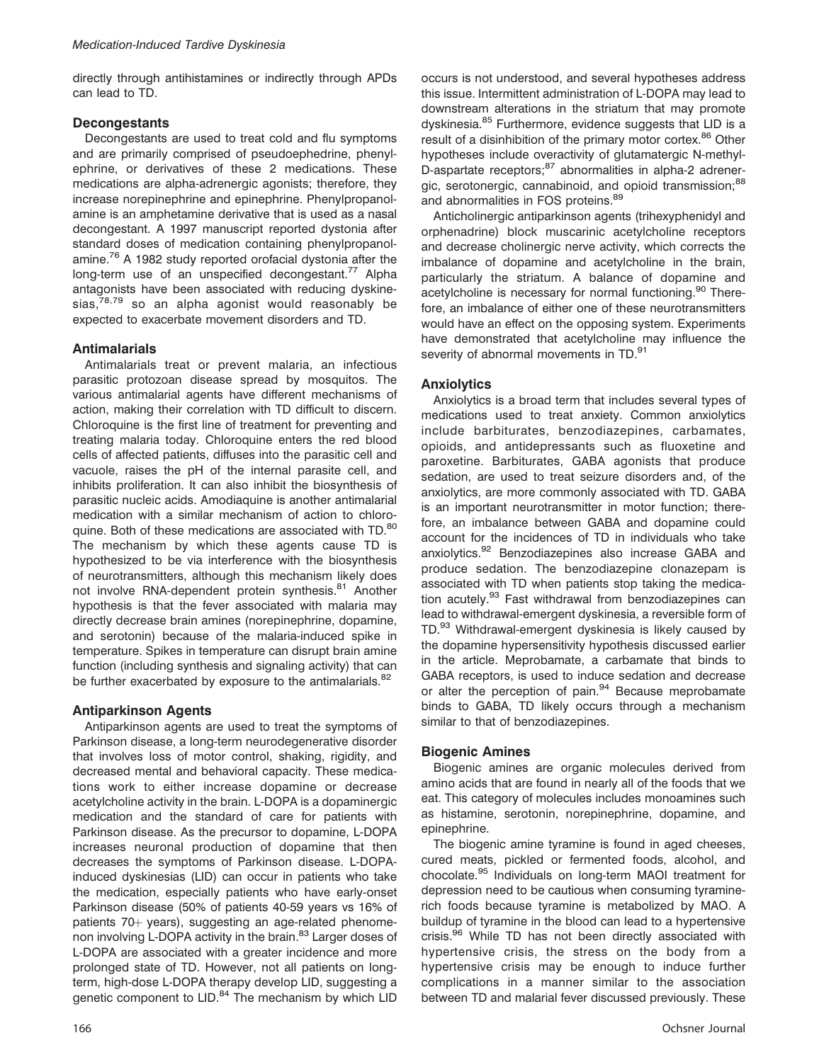directly through antihistamines or indirectly through APDs can lead to TD.

### Decongestants

Decongestants are used to treat cold and flu symptoms and are primarily comprised of pseudoephedrine, phenylephrine, or derivatives of these 2 medications. These medications are alpha-adrenergic agonists; therefore, they increase norepinephrine and epinephrine. Phenylpropanolamine is an amphetamine derivative that is used as a nasal decongestant. A 1997 manuscript reported dystonia after standard doses of medication containing phenylpropanolamine.[76] A 1982 study reported orofacial dystonia after the long-term use of an unspecified decongestant.[77] Alpha antagonists have been associated with reducing dyskinesias,[78,79] so an alpha agonist would reasonably be expected to exacerbate movement disorders and TD.

### Antimalarials

Antimalarials treat or prevent malaria, an infectious parasitic protozoan disease spread by mosquitos. The various antimalarial agents have different mechanisms of action, making their correlation with TD difficult to discern. Chloroquine is the first line of treatment for preventing and treating malaria today. Chloroquine enters the red blood cells of affected patients, diffuses into the parasitic cell and vacuole, raises the pH of the internal parasite cell, and inhibits proliferation. It can also inhibit the biosynthesis of parasitic nucleic acids. Amodiaquine is another antimalarial medication with a similar mechanism of action to chloroquine. Both of these medications are associated with TD.[80] The mechanism by which these agents cause TD is hypothesized to be via interference with the biosynthesis of neurotransmitters, although this mechanism likely does not involve RNA-dependent protein synthesis.[81] Another hypothesis is that the fever associated with malaria may directly decrease brain amines (norepinephrine, dopamine, and serotonin) because of the malaria-induced spike in temperature. Spikes in temperature can disrupt brain amine function (including synthesis and signaling activity) that can be further exacerbated by exposure to the antimalarials.[82]

### Antiparkinson Agents

Antiparkinson agents are used to treat the symptoms of Parkinson disease, a long-term neurodegenerative disorder that involves loss of motor control, shaking, rigidity, and decreased mental and behavioral capacity. These medications work to either increase dopamine or decrease acetylcholine activity in the brain. L-DOPA is a dopaminergic medication and the standard of care for patients with Parkinson disease. As the precursor to dopamine, L-DOPA increases neuronal production of dopamine that then decreases the symptoms of Parkinson disease. L-DOPA-induced dyskinesias (LID) can occur in patients who take the medication, especially patients who have early-onset Parkinson disease (50% of patients 40-59 years vs 16% of patients 70+ years), suggesting an age-related phenomenon involving L-DOPA activity in the brain.[83] Larger doses of L-DOPA are associated with a greater incidence and more prolonged state of TD. However, not all patients on long-term, high-dose L-DOPA therapy develop LID, suggesting a genetic component to LID.[84] The mechanism by which LID occurs is not understood, and several hypotheses address this issue. Intermittent administration of L-DOPA may lead to downstream alterations in the striatum that may promote dyskinesia.[85] Furthermore, evidence suggests that LID is a result of a disinhibition of the primary motor cortex.[86] Other hypotheses include overactivity of glutamatergic N-methyl-D-aspartate receptors;[87] abnormalities in alpha-2 adrenergic, serotonergic, cannabinoid, and opioid transmission;[88] and abnormalities in FOS proteins.[89]

Anticholinergic antiparkinson agents (trihexyphenidyl and orphenadrine) block muscarinic acetylcholine receptors and decrease cholinergic nerve activity, which corrects the imbalance of dopamine and acetylcholine in the brain, particularly the striatum. A balance of dopamine and acetylcholine is necessary for normal functioning.[90] Therefore, an imbalance of either one of these neurotransmitters would have an effect on the opposing system. Experiments have demonstrated that acetylcholine may influence the severity of abnormal movements in TD.[91]

### Anxiolytics

Anxiolytics is a broad term that includes several types of medications used to treat anxiety. Common anxiolytics include barbiturates, benzodiazepines, carbamates, opioids, and antidepressants such as fluoxetine and paroxetine. Barbiturates, GABA agonists that produce sedation, are used to treat seizure disorders and, of the anxiolytics, are more commonly associated with TD. GABA is an important neurotransmitter in motor function; therefore, an imbalance between GABA and dopamine could account for the incidences of TD in individuals who take anxiolytics.[92] Benzodiazepines also increase GABA and produce sedation. The benzodiazepine clonazepam is associated with TD when patients stop taking the medication acutely.[93] Fast withdrawal from benzodiazepines can lead to withdrawal-emergent dyskinesia, a reversible form of TD.[93] Withdrawal-emergent dyskinesia is likely caused by the dopamine hypersensitivity hypothesis discussed earlier in the article. Meprobamate, a carbamate that binds to GABA receptors, is used to induce sedation and decrease or alter the perception of pain.[94] Because meprobamate binds to GABA, TD likely occurs through a mechanism similar to that of benzodiazepines.

### Biogenic Amines

Biogenic amines are organic molecules derived from amino acids that are found in nearly all of the foods that we eat. This category of molecules includes monoamines such as histamine, serotonin, norepinephrine, dopamine, and epinephrine.

The biogenic amine tyramine is found in aged cheeses, cured meats, pickled or fermented foods, alcohol, and chocolate.[95] Individuals on long-term MAOI treatment for depression need to be cautious when consuming tyramine-rich foods because tyramine is metabolized by MAO. A buildup of tyramine in the blood can lead to a hypertensive crisis.[96] While TD has not been directly associated with hypertensive crisis, the stress on the body from a hypertensive crisis may be enough to induce further complications in a manner similar to the association between TD and malarial fever discussed previously. These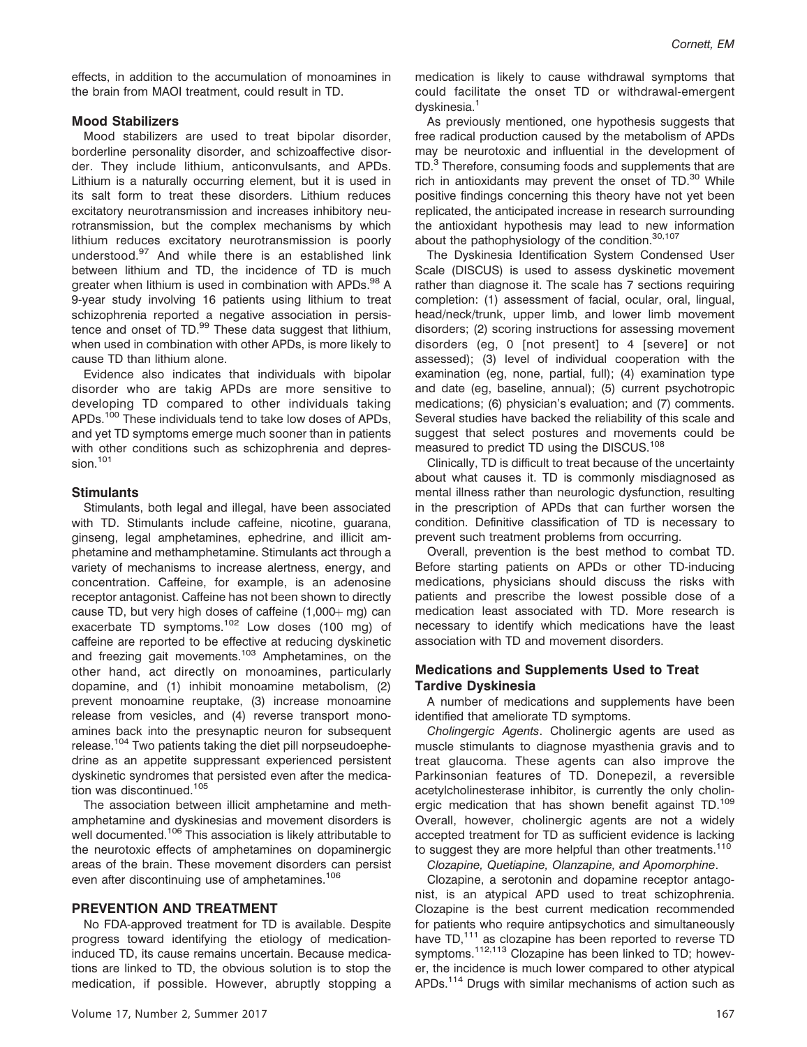effects, in addition to the accumulation of monoamines in the brain from MAOI treatment, could result in TD.

### Mood Stabilizers

Mood stabilizers are used to treat bipolar disorder, borderline personality disorder, and schizoaffective disorder. They include lithium, anticonvulsants, and APDs. Lithium is a naturally occurring element, but it is used in its salt form to treat these disorders. Lithium reduces excitatory neurotransmission and increases inhibitory neurotransmission, but the complex mechanisms by which lithium reduces excitatory neurotransmission is poorly understood.[97] And while there is an established link between lithium and TD, the incidence of TD is much greater when lithium is used in combination with APDs.[98] A 9-year study involving 16 patients using lithium to treat schizophrenia reported a negative association in persistence and onset of TD.[99] These data suggest that lithium, when used in combination with other APDs, is more likely to cause TD than lithium alone.

Evidence also indicates that individuals with bipolar disorder who are takig APDs are more sensitive to developing TD compared to other individuals taking APDs.[100] These individuals tend to take low doses of APDs, and yet TD symptoms emerge much sooner than in patients with other conditions such as schizophrenia and depression.[101]

### Stimulants

Stimulants, both legal and illegal, have been associated with TD. Stimulants include caffeine, nicotine, guarana, ginseng, legal amphetamines, ephedrine, and illicit amphetamine and methamphetamine. Stimulants act through a variety of mechanisms to increase alertness, energy, and concentration. Caffeine, for example, is an adenosine receptor antagonist. Caffeine has not been shown to directly cause TD, but very high doses of caffeine (1,000+ mg) can exacerbate TD symptoms.[102] Low doses (100 mg) of caffeine are reported to be effective at reducing dyskinetic and freezing gait movements.[103] Amphetamines, on the other hand, act directly on monoamines, particularly dopamine, and (1) inhibit monoamine metabolism, (2) prevent monoamine reuptake, (3) increase monoamine release from vesicles, and (4) reverse transport monoamines back into the presynaptic neuron for subsequent release.[104] Two patients taking the diet pill norpseudoephedrine as an appetite suppressant experienced persistent dyskinetic syndromes that persisted even after the medication was discontinued.[105]

The association between illicit amphetamine and methamphetamine and dyskinesias and movement disorders is well documented.[106] This association is likely attributable to the neurotoxic effects of amphetamines on dopaminergic areas of the brain. These movement disorders can persist even after discontinuing use of amphetamines.[106]

## PREVENTION AND TREATMENT

No FDA-approved treatment for TD is available. Despite progress toward identifying the etiology of medication-induced TD, its cause remains uncertain. Because medications are linked to TD, the obvious solution is to stop the medication, if possible. However, abruptly stopping a medication is likely to cause withdrawal symptoms that could facilitate the onset TD or withdrawal-emergent dyskinesia.[1]

As previously mentioned, one hypothesis suggests that free radical production caused by the metabolism of APDs may be neurotoxic and influential in the development of TD.[3] Therefore, consuming foods and supplements that are rich in antioxidants may prevent the onset of TD.[30] While positive findings concerning this theory have not yet been replicated, the anticipated increase in research surrounding the antioxidant hypothesis may lead to new information about the pathophysiology of the condition.[30,107]

The Dyskinesia Identification System Condensed User Scale (DISCUS) is used to assess dyskinetic movement rather than diagnose it. The scale has 7 sections requiring completion: (1) assessment of facial, ocular, oral, lingual, head/neck/trunk, upper limb, and lower limb movement disorders; (2) scoring instructions for assessing movement disorders (eg, 0 [not present] to 4 [severe] or not assessed); (3) level of individual cooperation with the examination (eg, none, partial, full); (4) examination type and date (eg, baseline, annual); (5) current psychotropic medications; (6) physician's evaluation; and (7) comments. Several studies have backed the reliability of this scale and suggest that select postures and movements could be measured to predict TD using the DISCUS.[108]

Clinically, TD is difficult to treat because of the uncertainty about what causes it. TD is commonly misdiagnosed as mental illness rather than neurologic dysfunction, resulting in the prescription of APDs that can further worsen the condition. Definitive classification of TD is necessary to prevent such treatment problems from occurring.

Overall, prevention is the best method to combat TD. Before starting patients on APDs or other TD-inducing medications, physicians should discuss the risks with patients and prescribe the lowest possible dose of a medication least associated with TD. More research is necessary to identify which medications have the least association with TD and movement disorders.

### Medications and Supplements Used to Treat Tardive Dyskinesia

A number of medications and supplements have been identified that ameliorate TD symptoms.

*Cholingergic Agents*. Cholinergic agents are used as muscle stimulants to diagnose myasthenia gravis and to treat glaucoma. These agents can also improve the Parkinsonian features of TD. Donepezil, a reversible acetylcholinesterase inhibitor, is currently the only cholinergic medication that has shown benefit against TD.[109] Overall, however, cholinergic agents are not a widely accepted treatment for TD as sufficient evidence is lacking to suggest they are more helpful than other treatments.[110]

*Clozapine, Quetiapine, Olanzapine, and Apomorphine*.

Clozapine, a serotonin and dopamine receptor antagonist, is an atypical APD used to treat schizophrenia. Clozapine is the best current medication recommended for patients who require antipsychotics and simultaneously have TD,[111] as clozapine has been reported to reverse TD symptoms.[112,113] Clozapine has been linked to TD; however, the incidence is much lower compared to other atypical APDs.[114] Drugs with similar mechanisms of action such as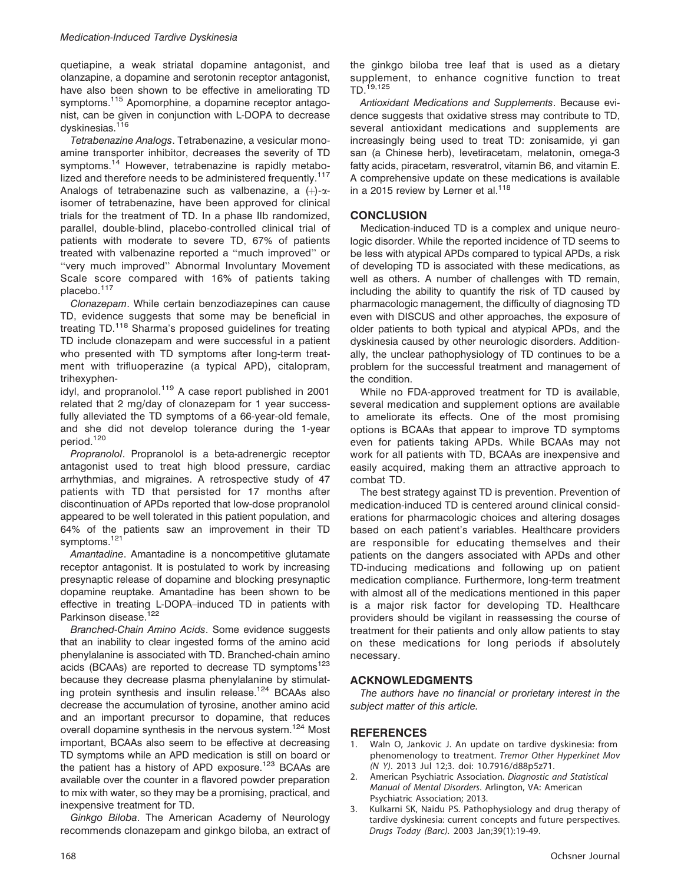quetiapine, a weak striatal dopamine antagonist, and olanzapine, a dopamine and serotonin receptor antagonist, have also been shown to be effective in ameliorating TD symptoms.[115] Apomorphine, a dopamine receptor antagonist, can be given in conjunction with L-DOPA to decrease dyskinesias.[116]

*Tetrabenazine Analogs*. Tetrabenazine, a vesicular monoamine transporter inhibitor, decreases the severity of TD symptoms.[14] However, tetrabenazine is rapidly metabolized and therefore needs to be administered frequently.[117] Analogs of tetrabenazine such as valbenazine, a (+)-$\alpha$-isomer of tetrabenazine, have been approved for clinical trials for the treatment of TD. In a phase IIb randomized, parallel, double-blind, placebo-controlled clinical trial of patients with moderate to severe TD, 67% of patients treated with valbenazine reported a "much improved" or "very much improved" Abnormal Involuntary Movement Scale score compared with 16% of patients taking placebo.[117]

*Clonazepam*. While certain benzodiazepines can cause TD, evidence suggests that some may be beneficial in treating TD.[118] Sharma's proposed guidelines for treating TD include clonazepam and were successful in a patient who presented with TD symptoms after long-term treatment with trifluoperazine (a typical APD), citalopram, trihexyphenidyl, and propranolol.[119] A case report published in 2001 related that 2 mg/day of clonazepam for 1 year successfully alleviated the TD symptoms of a 66-year-old female, and she did not develop tolerance during the 1-year period.[120]

*Propranolol*. Propranolol is a beta-adrenergic receptor antagonist used to treat high blood pressure, cardiac arrhythmias, and migraines. A retrospective study of 47 patients with TD that persisted for 17 months after discontinuation of APDs reported that low-dose propranolol appeared to be well tolerated in this patient population, and 64% of the patients saw an improvement in their TD symptoms.[121]

*Amantadine*. Amantadine is a noncompetitive glutamate receptor antagonist. It is postulated to work by increasing presynaptic release of dopamine and blocking presynaptic dopamine reuptake. Amantadine has been shown to be effective in treating L-DOPA–induced TD in patients with Parkinson disease.[122]

*Branched-Chain Amino Acids*. Some evidence suggests that an inability to clear ingested forms of the amino acid phenylalanine is associated with TD. Branched-chain amino acids (BCAAs) are reported to decrease TD symptoms[123] because they decrease plasma phenylalanine by stimulating protein synthesis and insulin release.[124] BCAAs also decrease the accumulation of tyrosine, another amino acid and an important precursor to dopamine, that reduces overall dopamine synthesis in the nervous system.[124] Most important, BCAAs also seem to be effective at decreasing TD symptoms while an APD medication is still on board or the patient has a history of APD exposure.[123] BCAAs are available over the counter in a flavored powder preparation to mix with water, so they may be a promising, practical, and inexpensive treatment for TD.

*Ginkgo Biloba*. The American Academy of Neurology recommends clonazepam and ginkgo biloba, an extract of the ginkgo biloba tree leaf that is used as a dietary supplement, to enhance cognitive function to treat TD.[19,125]

*Antioxidant Medications and Supplements*. Because evidence suggests that oxidative stress may contribute to TD, several antioxidant medications and supplements are increasingly being used to treat TD: zonisamide, yi gan san (a Chinese herb), levetiracetam, melatonin, omega-3 fatty acids, piracetam, resveratrol, vitamin B6, and vitamin E. A comprehensive update on these medications is available in a 2015 review by Lerner et al.[118]

## CONCLUSION

Medication-induced TD is a complex and unique neurologic disorder. While the reported incidence of TD seems to be less with atypical APDs compared to typical APDs, a risk of developing TD is associated with these medications, as well as others. A number of challenges with TD remain, including the ability to quantify the risk of TD caused by pharmacologic management, the difficulty of diagnosing TD even with DISCUS and other approaches, the exposure of older patients to both typical and atypical APDs, and the dyskinesia caused by other neurologic disorders. Additionally, the unclear pathophysiology of TD continues to be a problem for the successful treatment and management of the condition.

While no FDA-approved treatment for TD is available, several medication and supplement options are available to ameliorate its effects. One of the most promising options is BCAAs that appear to improve TD symptoms even for patients taking APDs. While BCAAs may not work for all patients with TD, BCAAs are inexpensive and easily acquired, making them an attractive approach to combat TD.

The best strategy against TD is prevention. Prevention of medication-induced TD is centered around clinical considerations for pharmacologic choices and altering dosages based on each patient's variables. Healthcare providers are responsible for educating themselves and their patients on the dangers associated with APDs and other TD-inducing medications and following up on patient medication compliance. Furthermore, long-term treatment with almost all of the medications mentioned in this paper is a major risk factor for developing TD. Healthcare providers should be vigilant in reassessing the course of treatment for their patients and only allow patients to stay on these medications for long periods if absolutely necessary.

## ACKNOWLEDGMENTS

*The authors have no financial or prorietary interest in the subject matter of this article.*

## REFERENCES

1. Waln O, Jankovic J. An update on tardive dyskinesia: from phenomenology to treatment. *Tremor Other Hyperkinet Mov (N Y)*. 2013 Jul 12;3. doi: 10.7916/d88p5z71.
2. American Psychiatric Association. *Diagnostic and Statistical Manual of Mental Disorders*. Arlington, VA: American Psychiatric Association; 2013.
3. Kulkarni SK, Naidu PS. Pathophysiology and drug therapy of tardive dyskinesia: current concepts and future perspectives. *Drugs Today (Barc)*. 2003 Jan;39(1):19-49.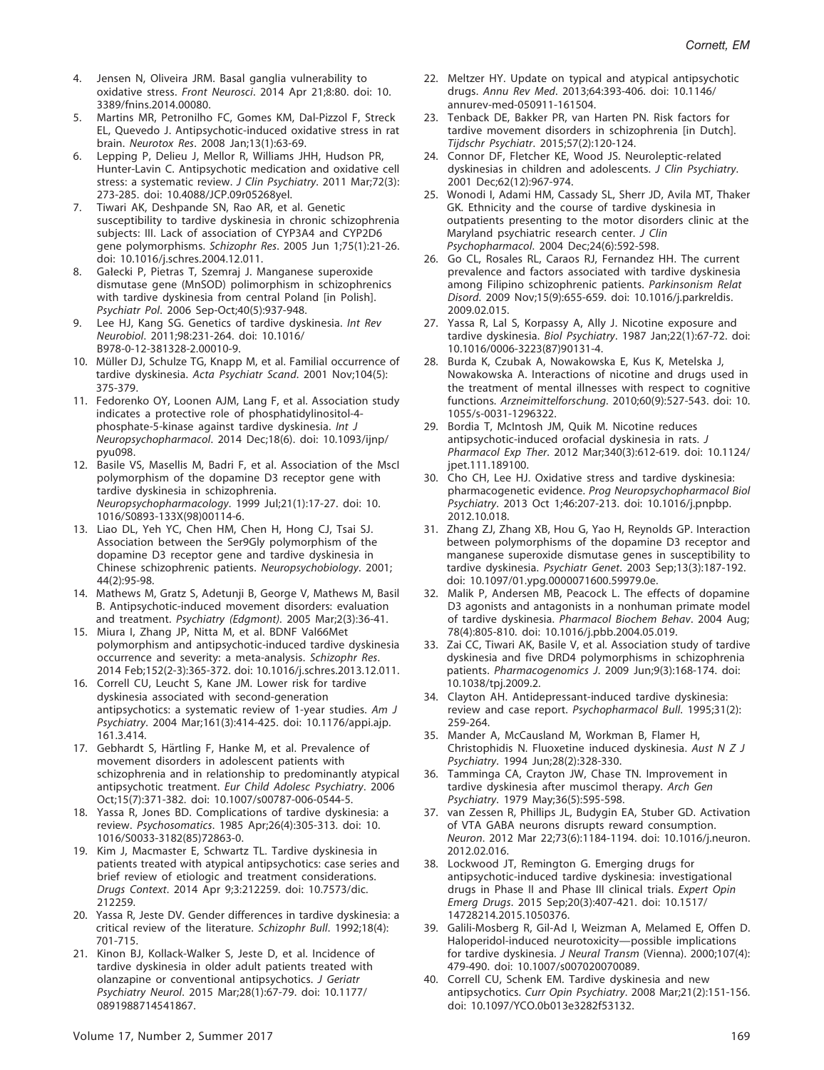4. Jensen N, Oliveira JRM. Basal ganglia vulnerability to oxidative stress. *Front Neurosci*. 2014 Apr 21;8:80. doi: 10.3389/fnins.2014.00080.
5. Martins MR, Petronilho FC, Gomes KM, Dal-Pizzol F, Streck EL, Quevedo J. Antipsychotic-induced oxidative stress in rat brain. *Neurotox Res*. 2008 Jan;13(1):63-69.
6. Lepping P, Delieu J, Mellor R, Williams JHH, Hudson PR, Hunter-Lavin C. Antipsychotic medication and oxidative cell stress: a systematic review. *J Clin Psychiatry*. 2011 Mar;72(3):273-285. doi: 10.4088/JCP.09r05268yel.
7. Tiwari AK, Deshpande SN, Rao AR, et al. Genetic susceptibility to tardive dyskinesia in chronic schizophrenia subjects: III. Lack of association of CYP3A4 and CYP2D6 gene polymorphisms. *Schizophr Res*. 2005 Jun 1;75(1):21-26. doi: 10.1016/j.schres.2004.12.011.
8. Gałecki P, Pietras T, Szemraj J. Manganese superoxide dismutase gene (MnSOD) polimorphism in schizophrenics with tardive dyskinesia from central Poland [in Polish]. *Psychiatr Pol*. 2006 Sep-Oct;40(5):937-948.
9. Lee HJ, Kang SG. Genetics of tardive dyskinesia. *Int Rev Neurobiol*. 2011;98:231-264. doi: 10.1016/B978-0-12-381328-2.00010-9.
10. Müller DJ, Schulze TG, Knapp M, et al. Familial occurrence of tardive dyskinesia. *Acta Psychiatr Scand*. 2001 Nov;104(5):375-379.
11. Fedorenko OY, Loonen AJM, Lang F, et al. Association study indicates a protective role of phosphatidylinositol-4-phosphate-5-kinase against tardive dyskinesia. *Int J Neuropsychopharmacol*. 2014 Dec;18(6). doi: 10.1093/ijnp/pyu098.
12. Basile VS, Masellis M, Badri F, et al. Association of the MscI polymorphism of the dopamine D3 receptor gene with tardive dyskinesia in schizophrenia. *Neuropsychopharmacology*. 1999 Jul;21(1):17-27. doi: 10.1016/S0893-133X(98)00114-6.
13. Liao DL, Yeh YC, Chen HM, Chen H, Hong CJ, Tsai SJ. Association between the Ser9Gly polymorphism of the dopamine D3 receptor gene and tardive dyskinesia in Chinese schizophrenic patients. *Neuropsychobiology*. 2001;44(2):95-98.
14. Mathews M, Gratz S, Adetunji B, George V, Mathews M, Basil B. Antipsychotic-induced movement disorders: evaluation and treatment. *Psychiatry (Edgmont)*. 2005 Mar;2(3):36-41.
15. Miura I, Zhang JP, Nitta M, et al. BDNF Val66Met polymorphism and antipsychotic-induced tardive dyskinesia occurrence and severity: a meta-analysis. *Schizophr Res*. 2014 Feb;152(2-3):365-372. doi: 10.1016/j.schres.2013.12.011.
16. Correll CU, Leucht S, Kane JM. Lower risk for tardive dyskinesia associated with second-generation antipsychotics: a systematic review of 1-year studies. *Am J Psychiatry*. 2004 Mar;161(3):414-425. doi: 10.1176/appi.ajp.161.3.414.
17. Gebhardt S, Härtling F, Hanke M, et al. Prevalence of movement disorders in adolescent patients with schizophrenia and in relationship to predominantly atypical antipsychotic treatment. *Eur Child Adolesc Psychiatry*. 2006 Oct;15(7):371-382. doi: 10.1007/s00787-006-0544-5.
18. Yassa R, Jones BD. Complications of tardive dyskinesia: a review. *Psychosomatics*. 1985 Apr;26(4):305-313. doi: 10.1016/S0033-3182(85)72863-0.
19. Kim J, Macmaster E, Schwartz TL. Tardive dyskinesia in patients treated with atypical antipsychotics: case series and brief review of etiologic and treatment considerations. *Drugs Context*. 2014 Apr 9;3:212259. doi: 10.7573/dic.212259.
20. Yassa R, Jeste DV. Gender differences in tardive dyskinesia: a critical review of the literature. *Schizophr Bull*. 1992;18(4):701-715.
21. Kinon BJ, Kollack-Walker S, Jeste D, et al. Incidence of tardive dyskinesia in older adult patients treated with olanzapine or conventional antipsychotics. *J Geriatr Psychiatry Neurol*. 2015 Mar;28(1):67-79. doi: 10.1177/0891988714541867.
22. Meltzer HY. Update on typical and atypical antipsychotic drugs. *Annu Rev Med*. 2013;64:393-406. doi: 10.1146/annurev-med-050911-161504.
23. Tenback DE, Bakker PR, van Harten PN. Risk factors for tardive movement disorders in schizophrenia [in Dutch]. *Tijdschr Psychiatr*. 2015;57(2):120-124.
24. Connor DF, Fletcher KE, Wood JS. Neuroleptic-related dyskinesias in children and adolescents. *J Clin Psychiatry*. 2001 Dec;62(12):967-974.
25. Wonodi I, Adami HM, Cassady SL, Sherr JD, Avila MT, Thaker GK. Ethnicity and the course of tardive dyskinesia in outpatients presenting to the motor disorders clinic at the Maryland psychiatric research center. *J Clin Psychopharmacol*. 2004 Dec;24(6):592-598.
26. Go CL, Rosales RL, Caraos RJ, Fernandez HH. The current prevalence and factors associated with tardive dyskinesia among Filipino schizophrenic patients. *Parkinsonism Relat Disord*. 2009 Nov;15(9):655-659. doi: 10.1016/j.parkreldis.2009.02.015.
27. Yassa R, Lal S, Korpassy A, Ally J. Nicotine exposure and tardive dyskinesia. *Biol Psychiatry*. 1987 Jan;22(1):67-72. doi: 10.1016/0006-3223(87)90131-4.
28. Burda K, Czubak A, Nowakowska E, Kus K, Metelska J, Nowakowska A. Interactions of nicotine and drugs used in the treatment of mental illnesses with respect to cognitive functions. *Arzneimittelforschung*. 2010;60(9):527-543. doi: 10.1055/s-0031-1296322.
29. Bordia T, McIntosh JM, Quik M. Nicotine reduces antipsychotic-induced orofacial dyskinesia in rats. *J Pharmacol Exp Ther*. 2012 Mar;340(3):612-619. doi: 10.1124/jpet.111.189100.
30. Cho CH, Lee HJ. Oxidative stress and tardive dyskinesia: pharmacogenetic evidence. *Prog Neuropsychopharmacol Biol Psychiatry*. 2013 Oct 1;46:207-213. doi: 10.1016/j.pnpbp.2012.10.018.
31. Zhang ZJ, Zhang XB, Hou G, Yao H, Reynolds GP. Interaction between polymorphisms of the dopamine D3 receptor and manganese superoxide dismutase genes in susceptibility to tardive dyskinesia. *Psychiatr Genet*. 2003 Sep;13(3):187-192. doi: 10.1097/01.ypg.0000071600.59979.0e.
32. Malik P, Andersen MB, Peacock L. The effects of dopamine D3 agonists and antagonists in a nonhuman primate model of tardive dyskinesia. *Pharmacol Biochem Behav*. 2004 Aug;78(4):805-810. doi: 10.1016/j.pbb.2004.05.019.
33. Zai CC, Tiwari AK, Basile V, et al. Association study of tardive dyskinesia and five DRD4 polymorphisms in schizophrenia patients. *Pharmacogenomics J*. 2009 Jun;9(3):168-174. doi: 10.1038/tpj.2009.2.
34. Clayton AH. Antidepressant-induced tardive dyskinesia: review and case report. *Psychopharmacol Bull*. 1995;31(2):259-264.
35. Mander A, McCausland M, Workman B, Flamer H, Christophidis N. Fluoxetine induced dyskinesia. *Aust N Z J Psychiatry*. 1994 Jun;28(2):328-330.
36. Tamminga CA, Crayton JW, Chase TN. Improvement in tardive dyskinesia after muscimol therapy. *Arch Gen Psychiatry*. 1979 May;36(5):595-598.
37. van Zessen R, Phillips JL, Budygin EA, Stuber GD. Activation of VTA GABA neurons disrupts reward consumption. *Neuron*. 2012 Mar 22;73(6):1184-1194. doi: 10.1016/j.neuron.2012.02.016.
38. Lockwood JT, Remington G. Emerging drugs for antipsychotic-induced tardive dyskinesia: investigational drugs in Phase II and Phase III clinical trials. *Expert Opin Emerg Drugs*. 2015 Sep;20(3):407-421. doi: 10.1517/14728214.2015.1050376.
39. Galili-Mosberg R, Gil-Ad I, Weizman A, Melamed E, Offen D. Haloperidol-induced neurotoxicity—possible implications for tardive dyskinesia. *J Neural Transm (Vienna)*. 2000;107(4):479-490. doi: 10.1007/s007020070089.
40. Correll CU, Schenk EM. Tardive dyskinesia and new antipsychotics. *Curr Opin Psychiatry*. 2008 Mar;21(2):151-156. doi: 10.1097/YCO.0b013e3282f53132.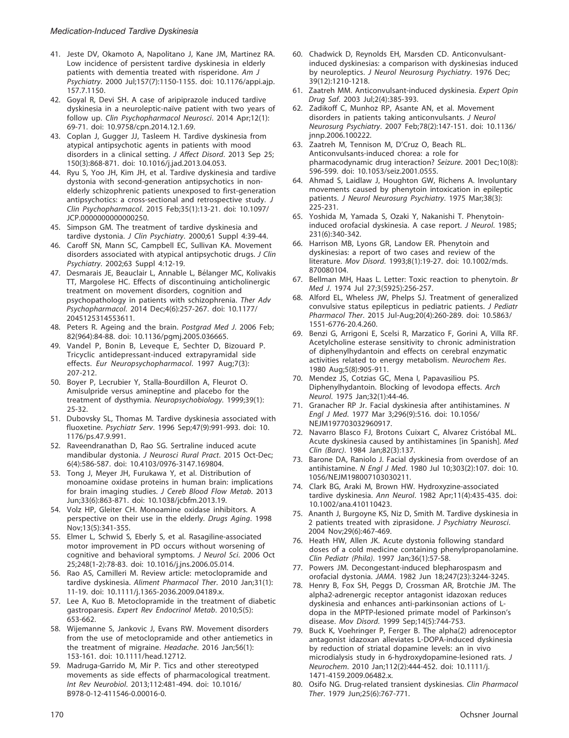41. Jeste DV, Okamoto A, Napolitano J, Kane JM, Martinez RA. Low incidence of persistent tardive dyskinesia in elderly patients with dementia treated with risperidone. *Am J Psychiatry*. 2000 Jul;157(7):1150-1155. doi: 10.1176/appi.ajp.157.7.1150.
42. Goyal R, Devi SH. A case of aripiprazole induced tardive dyskinesia in a neuroleptic-naïve patient with two years of follow up. *Clin Psychopharmacol Neurosci*. 2014 Apr;12(1):69-71. doi: 10.9758/cpn.2014.12.1.69.
43. Coplan J, Gugger JJ, Tasleem H. Tardive dyskinesia from atypical antipsychotic agents in patients with mood disorders in a clinical setting. *J Affect Disord*. 2013 Sep 25;150(3):868-871. doi: 10.1016/j.jad.2013.04.053.
44. Ryu S, Yoo JH, Kim JH, et al. Tardive dyskinesia and tardive dystonia with second-generation antipsychotics in non-elderly schizophrenic patients unexposed to first-generation antipsychotics: a cross-sectional and retrospective study. *J Clin Psychopharmacol*. 2015 Feb;35(1):13-21. doi: 10.1097/JCP.0000000000000250.
45. Simpson GM. The treatment of tardive dyskinesia and tardive dystonia. *J Clin Psychiatry*. 2000;61 Suppl 4:39-44.
46. Caroff SN, Mann SC, Campbell EC, Sullivan KA. Movement disorders associated with atypical antipsychotic drugs. *J Clin Psychiatry*. 2002;63 Suppl 4:12-19.
47. Desmarais JE, Beauclair L, Annable L, Bélanger MC, Kolivakis TT, Margolese HC. Effects of discontinuing anticholinergic treatment on movement disorders, cognition and psychopathology in patients with schizophrenia. *Ther Adv Psychopharmacol*. 2014 Dec;4(6):257-267. doi: 10.1177/2045125314553611.
48. Peters R. Ageing and the brain. *Postgrad Med J*. 2006 Feb;82(964):84-88. doi: 10.1136/pgmj.2005.036665.
49. Vandel P, Bonin B, Leveque E, Sechter D, Bizouard P. Tricyclic antidepressant-induced extrapyramidal side effects. *Eur Neuropsychopharmacol*. 1997 Aug;7(3):207-212.
50. Boyer P, Lecrubier Y, Stalla-Bourdillon A, Fleurot O. Amisulpride versus amineptine and placebo for the treatment of dysthymia. *Neuropsychobiology*. 1999;39(1):25-32.
51. Dubovsky SL, Thomas M. Tardive dyskinesia associated with fluoxetine. *Psychiatr Serv*. 1996 Sep;47(9):991-993. doi: 10.1176/ps.47.9.991.
52. Raveendranathan D, Rao SG. Sertraline induced acute mandibular dystonia. *J Neurosci Rural Pract*. 2015 Oct-Dec;6(4):586-587. doi: 10.4103/0976-3147.169804.
53. Tong J, Meyer JH, Furukawa Y, et al. Distribution of monoamine oxidase proteins in human brain: implications for brain imaging studies. *J Cereb Blood Flow Metab*. 2013 Jun;33(6):863-871. doi: 10.1038/jcbfm.2013.19.
54. Volz HP, Gleiter CH. Monoamine oxidase inhibitors. A perspective on their use in the elderly. *Drugs Aging*. 1998 Nov;13(5):341-355.
55. Elmer L, Schwid S, Eberly S, et al. Rasagiline-associated motor improvement in PD occurs without worsening of cognitive and behavioral symptoms. *J Neurol Sci*. 2006 Oct 25;248(1-2):78-83. doi: 10.1016/j.jns.2006.05.014.
56. Rao AS, Camilleri M. Review article: metoclopramide and tardive dyskinesia. *Aliment Pharmacol Ther*. 2010 Jan;31(1):11-19. doi: 10.1111/j.1365-2036.2009.04189.x.
57. Lee A, Kuo B. Metoclopramide in the treatment of diabetic gastroparesis. *Expert Rev Endocrinol Metab*. 2010;5(5):653-662.
58. Wijemanne S, Jankovic J, Evans RW. Movement disorders from the use of metoclopramide and other antiemetics in the treatment of migraine. *Headache*. 2016 Jan;56(1):153-161. doi: 10.1111/head.12712.
59. Madruga-Garrido M, Mir P. Tics and other stereotyped movements as side effects of pharmacological treatment. *Int Rev Neurobiol*. 2013;112:481-494. doi: 10.1016/B978-0-12-411546-0.00016-0.
60. Chadwick D, Reynolds EH, Marsden CD. Anticonvulsant-induced dyskinesias: a comparison with dyskinesias induced by neuroleptics. *J Neurol Neurosurg Psychiatry*. 1976 Dec;39(12):1210-1218.
61. Zaatreh MM. Anticonvulsant-induced dyskinesia. *Expert Opin Drug Saf*. 2003 Jul;2(4):385-393.
62. Zadikoff C, Munhoz RP, Asante AN, et al. Movement disorders in patients taking anticonvulsants. *J Neurol Neurosurg Psychiatry*. 2007 Feb;78(2):147-151. doi: 10.1136/jnnp.2006.100222.
63. Zaatreh M, Tennison M, D'Cruz O, Beach RL. Anticonvulsants-induced chorea: a role for pharmacodynamic drug interaction? *Seizure*. 2001 Dec;10(8):596-599. doi: 10.1053/seiz.2001.0555.
64. Ahmad S, Laidlaw J, Houghton GW, Richens A. Involuntary movements caused by phenytoin intoxication in epileptic patients. *J Neurol Neurosurg Psychiatry*. 1975 Mar;38(3):225-231.
65. Yoshida M, Yamada S, Ozaki Y, Nakanishi T. Phenytoin-induced orofacial dyskinesia. A case report. *J Neurol*. 1985;231(6):340-342.
66. Harrison MB, Lyons GR, Landow ER. Phenytoin and dyskinesias: a report of two cases and review of the literature. *Mov Disord*. 1993;8(1):19-27. doi: 10.1002/mds.870080104.
67. Bellman MH, Haas L. Letter: Toxic reaction to phenytoin. *Br Med J*. 1974 Jul 27;3(5925):256-257.
68. Alford EL, Wheless JW, Phelps SJ. Treatment of generalized convulsive status epilepticus in pediatric patients. *J Pediatr Pharmacol Ther*. 2015 Jul-Aug;20(4):260-289. doi: 10.5863/1551-6776-20.4.260.
69. Benzi G, Arrigoni E, Scelsi R, Marzatico F, Gorini A, Villa RF. Acetylcholine esterase sensitivity to chronic administration of diphenylhydantoin and effects on cerebral enzymatic activities related to energy metabolism. *Neurochem Res*. 1980 Aug;5(8):905-911.
70. Mendez JS, Cotzias GC, Mena I, Papavasiliou PS. Diphenylhydantoin. Blocking of levodopa effects. *Arch Neurol*. 1975 Jan;32(1):44-46.
71. Granacher RP Jr. Facial dyskinesia after antihistamines. *N Engl J Med*. 1977 Mar 3;296(9):516. doi: 10.1056/NEJM197703032960917.
72. Navarro Blasco FJ, Brotons Cuixart C, Alvarez Cristóbal ML. Acute dyskinesia caused by antihistamines [in Spanish]. *Med Clin (Barc)*. 1984 Jan;82(3):137.
73. Barone DA, Raniolo J. Facial dyskinesia from overdose of an antihistamine. *N Engl J Med*. 1980 Jul 10;303(2):107. doi: 10.1056/NEJM198007103030211.
74. Clark BG, Araki M, Brown HW. Hydroxyzine-associated tardive dyskinesia. *Ann Neurol*. 1982 Apr;11(4):435-435. doi: 10.1002/ana.410110423.
75. Ananth J, Burgoyne KS, Niz D, Smith M. Tardive dyskinesia in 2 patients treated with ziprasidone. *J Psychiatry Neurosci*. 2004 Nov;29(6):467-469.
76. Heath HW, Allen JK. Acute dystonia following standard doses of a cold medicine containing phenylpropanolamine. *Clin Pediatr (Phila)*. 1997 Jan;36(1):57-58.
77. Powers JM. Decongestant-induced blepharospasm and orofacial dystonia. *JAMA*. 1982 Jun 18;247(23):3244-3245.
78. Henry B, Fox SH, Peggs D, Crossman AR, Brotchie JM. The alpha2-adrenergic receptor antagonist idazoxan reduces dyskinesia and enhances anti-parkinsonian actions of L-dopa in the MPTP-lesioned primate model of Parkinson's disease. *Mov Disord*. 1999 Sep;14(5):744-753.
79. Buck K, Voehringer P, Ferger B. The alpha(2) adrenoceptor antagonist idazoxan alleviates L-DOPA-induced dyskinesia by reduction of striatal dopamine levels: an in vivo microdialysis study in 6-hydroxydopamine-lesioned rats. *J Neurochem*. 2010 Jan;112(2):444-452. doi: 10.1111/j.1471-4159.2009.06482.x.
80. Osifo NG. Drug-related transient dyskinesias. *Clin Pharmacol Ther*. 1979 Jun;25(6):767-771.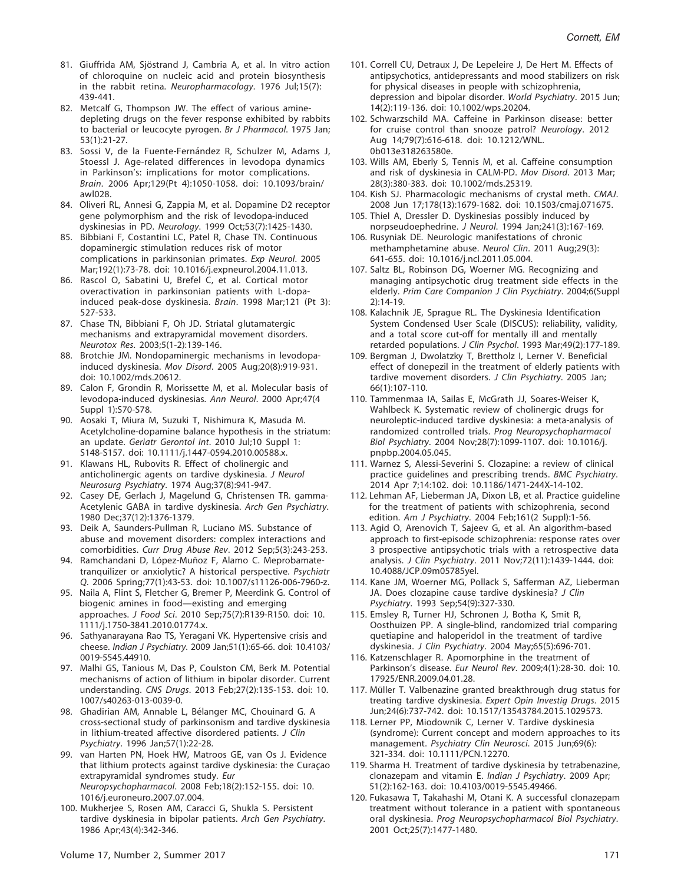81. Giuffrida AM, Sjöstrand J, Cambria A, et al. In vitro action of chloroquine on nucleic acid and protein biosynthesis in the rabbit retina. *Neuropharmacology*. 1976 Jul;15(7): 439-441.
82. Metcalf G, Thompson JW. The effect of various amine-depleting drugs on the fever response exhibited by rabbits to bacterial or leucocyte pyrogen. *Br J Pharmacol*. 1975 Jan; 53(1):21-27.
83. Sossi V, de la Fuente-Fernández R, Schulzer M, Adams J, Stoessl J. Age-related differences in levodopa dynamics in Parkinson's: implications for motor complications. *Brain*. 2006 Apr;129(Pt 4):1050-1058. doi: 10.1093/brain/awl028.
84. Oliveri RL, Annesi G, Zappia M, et al. Dopamine D2 receptor gene polymorphism and the risk of levodopa-induced dyskinesias in PD. *Neurology*. 1999 Oct;53(7):1425-1430.
85. Bibbiani F, Costantini LC, Patel R, Chase TN. Continuous dopaminergic stimulation reduces risk of motor complications in parkinsonian primates. *Exp Neurol*. 2005 Mar;192(1):73-78. doi: 10.1016/j.expneurol.2004.11.013.
86. Rascol O, Sabatini U, Brefel C, et al. Cortical motor overactivation in parkinsonian patients with L-dopa-induced peak-dose dyskinesia. *Brain*. 1998 Mar;121 (Pt 3): 527-533.
87. Chase TN, Bibbiani F, Oh JD. Striatal glutamatergic mechanisms and extrapyramidal movement disorders. *Neurotox Res*. 2003;5(1-2):139-146.
88. Brotchie JM. Nondopaminergic mechanisms in levodopa-induced dyskinesia. *Mov Disord*. 2005 Aug;20(8):919-931. doi: 10.1002/mds.20612.
89. Calon F, Grondin R, Morissette M, et al. Molecular basis of levodopa-induced dyskinesias. *Ann Neurol*. 2000 Apr;47(4 Suppl 1):S70-S78.
90. Aosaki T, Miura M, Suzuki T, Nishimura K, Masuda M. Acetylcholine-dopamine balance hypothesis in the striatum: an update. *Geriatr Gerontol Int*. 2010 Jul;10 Suppl 1: S148-S157. doi: 10.1111/j.1447-0594.2010.00588.x.
91. Klawans HL, Rubovits R. Effect of cholinergic and anticholinergic agents on tardive dyskinesia. *J Neurol Neurosurg Psychiatry*. 1974 Aug;37(8):941-947.
92. Casey DE, Gerlach J, Magelund G, Christensen TR. gamma-Acetylenic GABA in tardive dyskinesia. *Arch Gen Psychiatry*. 1980 Dec;37(12):1376-1379.
93. Deik A, Saunders-Pullman R, Luciano MS. Substance of abuse and movement disorders: complex interactions and comorbidities. *Curr Drug Abuse Rev*. 2012 Sep;5(3):243-253.
94. Ramchandani D, López-Muñoz F, Alamo C. Meprobamate-tranquilizer or anxiolytic? A historical perspective. *Psychiatr Q*. 2006 Spring;77(1):43-53. doi: 10.1007/s11126-006-7960-z.
95. Naila A, Flint S, Fletcher G, Bremer P, Meerdink G. Control of biogenic amines in food—existing and emerging approaches. *J Food Sci*. 2010 Sep;75(7):R139-R150. doi: 10.1111/j.1750-3841.2010.01774.x.
96. Sathyanarayana Rao TS, Yeragani VK. Hypertensive crisis and cheese. *Indian J Psychiatry*. 2009 Jan;51(1):65-66. doi: 10.4103/0019-5545.44910.
97. Malhi GS, Tanious M, Das P, Coulston CM, Berk M. Potential mechanisms of action of lithium in bipolar disorder. Current understanding. *CNS Drugs*. 2013 Feb;27(2):135-153. doi: 10.1007/s40263-013-0039-0.
98. Ghadirian AM, Annable L, Bélanger MC, Chouinard G. A cross-sectional study of parkinsonism and tardive dyskinesia in lithium-treated affective disordered patients. *J Clin Psychiatry*. 1996 Jan;57(1):22-28.
99. van Harten PN, Hoek HW, Matroos GE, van Os J. Evidence that lithium protects against tardive dyskinesia: the Curaçao extrapyramidal syndromes study. *Eur Neuropsychopharmacol*. 2008 Feb;18(2):152-155. doi: 10.1016/j.euroneuro.2007.07.004.
100. Mukherjee S, Rosen AM, Caracci G, Shukla S. Persistent tardive dyskinesia in bipolar patients. *Arch Gen Psychiatry*. 1986 Apr;43(4):342-346.
101. Correll CU, Detraux J, De Lepeleire J, De Hert M. Effects of antipsychotics, antidepressants and mood stabilizers on risk for physical diseases in people with schizophrenia, depression and bipolar disorder. *World Psychiatry*. 2015 Jun; 14(2):119-136. doi: 10.1002/wps.20204.
102. Schwarzschild MA. Caffeine in Parkinson disease: better for cruise control than snooze patrol? *Neurology*. 2012 Aug 14;79(7):616-618. doi: 10.1212/WNL.0b013e318263580e.
103. Wills AM, Eberly S, Tennis M, et al. Caffeine consumption and risk of dyskinesia in CALM-PD. *Mov Disord*. 2013 Mar; 28(3):380-383. doi: 10.1002/mds.25319.
104. Kish SJ. Pharmacologic mechanisms of crystal meth. *CMAJ*. 2008 Jun 17;178(13):1679-1682. doi: 10.1503/cmaj.071675.
105. Thiel A, Dressler D. Dyskinesias possibly induced by norpseudoephedrine. *J Neurol*. 1994 Jan;241(3):167-169.
106. Rusyniak DE. Neurologic manifestations of chronic methamphetamine abuse. *Neurol Clin*. 2011 Aug;29(3): 641-655. doi: 10.1016/j.ncl.2011.05.004.
107. Saltz BL, Robinson DG, Woerner MG. Recognizing and managing antipsychotic drug treatment side effects in the elderly. *Prim Care Companion J Clin Psychiatry*. 2004;6(Suppl 2):14-19.
108. Kalachnik JE, Sprague RL. The Dyskinesia Identification System Condensed User Scale (DISCUS): reliability, validity, and a total score cut-off for mentally ill and mentally retarded populations. *J Clin Psychol*. 1993 Mar;49(2):177-189.
109. Bergman J, Dwolatzky T, Brettholz I, Lerner V. Beneficial effect of donepezil in the treatment of elderly patients with tardive movement disorders. *J Clin Psychiatry*. 2005 Jan; 66(1):107-110.
110. Tammenmaa IA, Sailas E, McGrath JJ, Soares-Weiser K, Wahlbeck K. Systematic review of cholinergic drugs for neuroleptic-induced tardive dyskinesia: a meta-analysis of randomized controlled trials. *Prog Neuropsychopharmacol Biol Psychiatry*. 2004 Nov;28(7):1099-1107. doi: 10.1016/j.pnpbp.2004.05.045.
111. Warnez S, Alessi-Severini S. Clozapine: a review of clinical practice guidelines and prescribing trends. *BMC Psychiatry*. 2014 Apr 7;14:102. doi: 10.1186/1471-244X-14-102.
112. Lehman AF, Lieberman JA, Dixon LB, et al. Practice guideline for the treatment of patients with schizophrenia, second edition. *Am J Psychiatry*. 2004 Feb;161(2 Suppl):1-56.
113. Agid O, Arenovich T, Sajeev G, et al. An algorithm-based approach to first-episode schizophrenia: response rates over 3 prospective antipsychotic trials with a retrospective data analysis. *J Clin Psychiatry*. 2011 Nov;72(11):1439-1444. doi: 10.4088/JCP.09m05785yel.
114. Kane JM, Woerner MG, Pollack S, Safferman AZ, Lieberman JA. Does clozapine cause tardive dyskinesia? *J Clin Psychiatry*. 1993 Sep;54(9):327-330.
115. Emsley R, Turner HJ, Schronen J, Botha K, Smit R, Oosthuizen PP. A single-blind, randomized trial comparing quetiapine and haloperidol in the treatment of tardive dyskinesia. *J Clin Psychiatry*. 2004 May;65(5):696-701.
116. Katzenschlager R. Apomorphine in the treatment of Parkinson's disease. *Eur Neurol Rev*. 2009;4(1):28-30. doi: 10.17925/ENR.2009.04.01.28.
117. Müller T. Valbenazine granted breakthrough drug status for treating tardive dyskinesia. *Expert Opin Investig Drugs*. 2015 Jun;24(6):737-742. doi: 10.1517/13543784.2015.1029573.
118. Lerner PP, Miodownik C, Lerner V. Tardive dyskinesia (syndrome): Current concept and modern approaches to its management. *Psychiatry Clin Neurosci*. 2015 Jun;69(6): 321-334. doi: 10.1111/PCN.12270.
119. Sharma H. Treatment of tardive dyskinesia by tetrabenazine, clonazepam and vitamin E. *Indian J Psychiatry*. 2009 Apr; 51(2):162-163. doi: 10.4103/0019-5545.49466.
120. Fukasawa T, Takahashi M, Otani K. A successful clonazepam treatment without tolerance in a patient with spontaneous oral dyskinesia. *Prog Neuropsychopharmacol Biol Psychiatry*. 2001 Oct;25(7):1477-1480.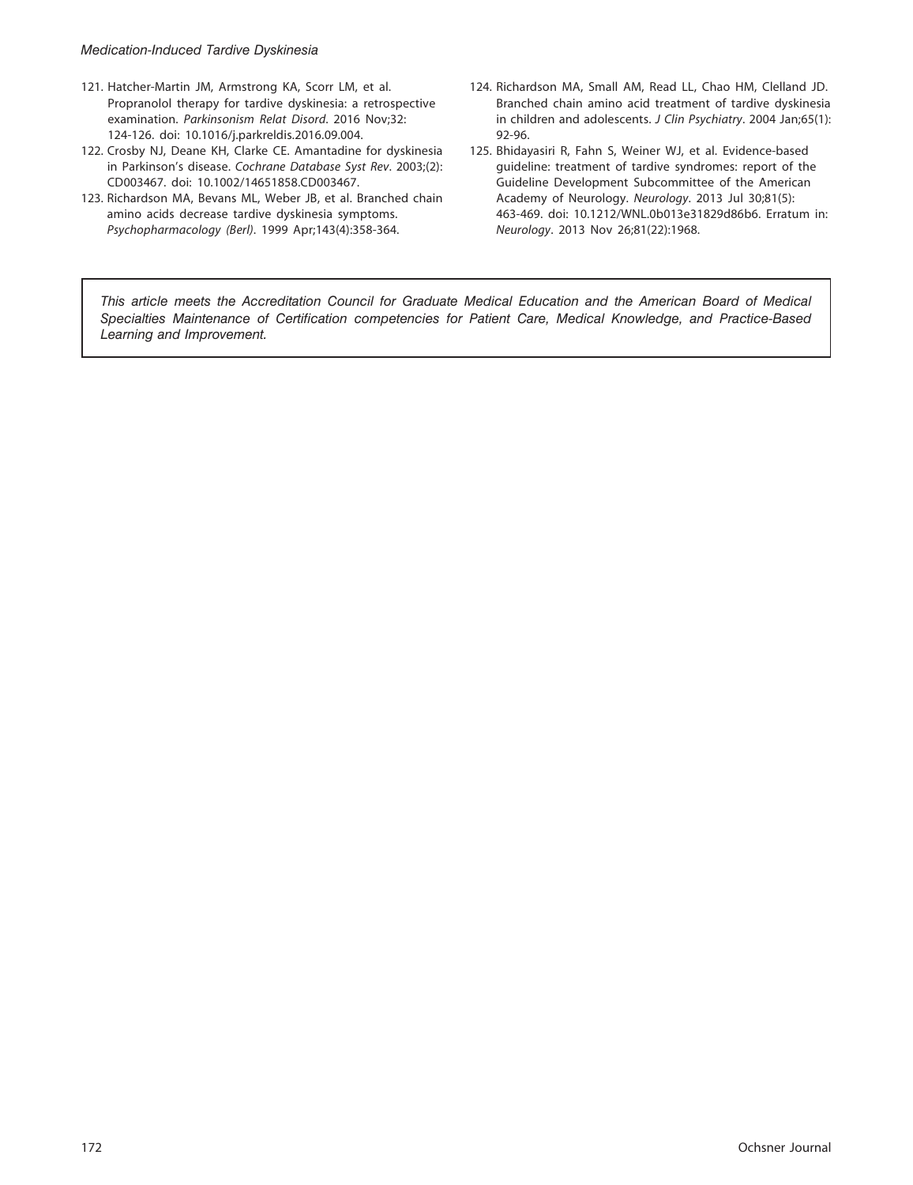121. Hatcher-Martin JM, Armstrong KA, Scorr LM, et al. Propranolol therapy for tardive dyskinesia: a retrospective examination. *Parkinsonism Relat Disord*. 2016 Nov;32: 124-126. doi: 10.1016/j.parkreldis.2016.09.004.
122. Crosby NJ, Deane KH, Clarke CE. Amantadine for dyskinesia in Parkinson's disease. *Cochrane Database Syst Rev*. 2003;(2): CD003467. doi: 10.1002/14651858.CD003467.
123. Richardson MA, Bevans ML, Weber JB, et al. Branched chain amino acids decrease tardive dyskinesia symptoms. *Psychopharmacology (Berl)*. 1999 Apr;143(4):358-364.
124. Richardson MA, Small AM, Read LL, Chao HM, Clelland JD. Branched chain amino acid treatment of tardive dyskinesia in children and adolescents. *J Clin Psychiatry*. 2004 Jan;65(1): 92-96.
125. Bhidayasiri R, Fahn S, Weiner WJ, et al. Evidence-based guideline: treatment of tardive syndromes: report of the Guideline Development Subcommittee of the American Academy of Neurology. *Neurology*. 2013 Jul 30;81(5): 463-469. doi: 10.1212/WNL.0b013e31829d86b6. Erratum in: *Neurology*. 2013 Nov 26;81(22):1968.

*This article meets the Accreditation Council for Graduate Medical Education and the American Board of Medical Specialties Maintenance of Certification competencies for Patient Care, Medical Knowledge, and Practice-Based Learning and Improvement.*